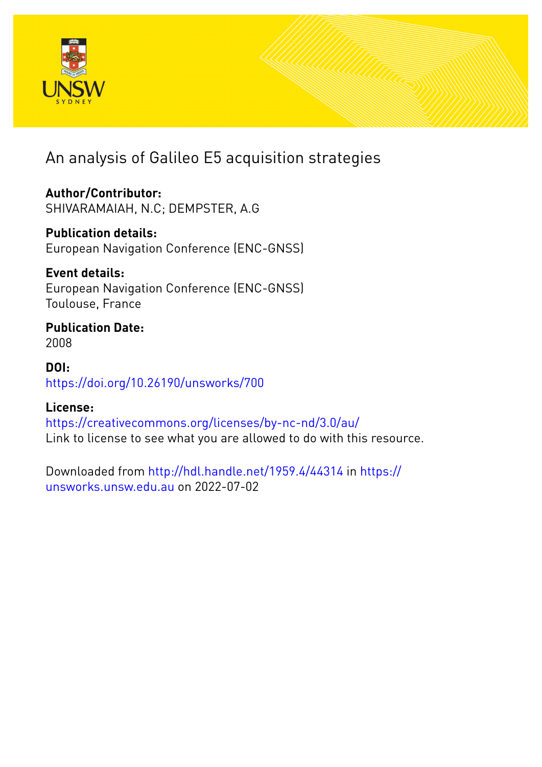# An analysis of Galileo E5 acquisition strategies

**Author/Contributor:**
SHIVARAMAIAH, N.C; DEMPSTER, A.G

**Publication details:**
European Navigation Conference (ENC-GNSS)

**Event details:**
European Navigation Conference (ENC-GNSS)
Toulouse, France

**Publication Date:**
2008

**DOI:**
https://doi.org/10.26190/unsworks/700

**License:**
https://creativecommons.org/licenses/by-nc-nd/3.0/au/
Link to license to see what you are allowed to do with this resource.

Downloaded from http://hdl.handle.net/1959.4/44314 in https://unsworks.unsw.edu.au on 2022-07-02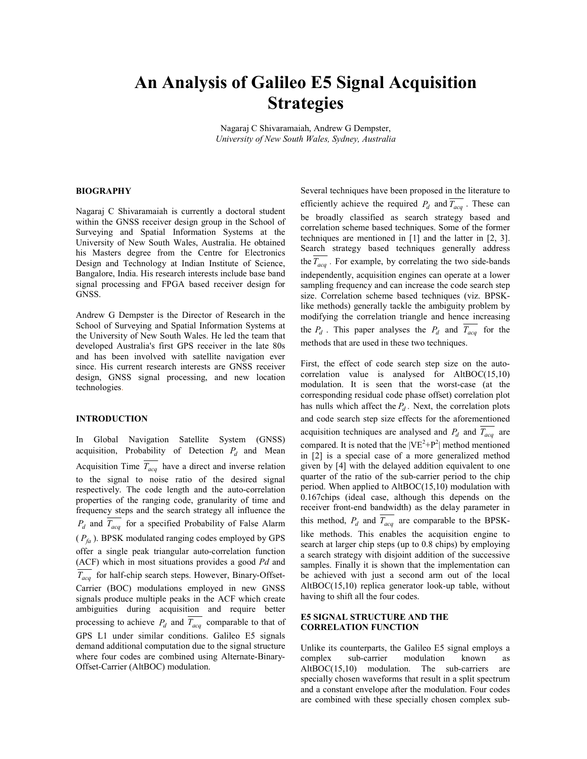# An Analysis of Galileo E5 Signal Acquisition Strategies

Nagaraj C Shivaramaiah, Andrew G Dempster
*University of New South Wales, Sydney, Australia*

## BIOGRAPHY

Nagaraj C Shivaramaiah is currently a doctoral student within the GNSS receiver design group in the School of Surveying and Spatial Information Systems at the University of New South Wales, Australia. He obtained his Masters degree from the Centre for Electronics Design and Technology at Indian Institute of Science, Bangalore, India. His research interests include base band signal processing and FPGA based receiver design for GNSS.

Andrew G Dempster is the Director of Research in the School of Surveying and Spatial Information Systems at the University of New South Wales. He led the team that developed Australia's first GPS receiver in the late 80s and has been involved with satellite navigation ever since. His current research interests are GNSS receiver design, GNSS signal processing, and new location technologies.

## INTRODUCTION

In Global Navigation Satellite System (GNSS) acquisition, Probability of Detection $P_d$ and Mean Acquisition Time $\overline{T_{acq}}$ have a direct and inverse relation to the signal to noise ratio of the desired signal respectively. The code length and the auto-correlation properties of the ranging code, granularity of time and frequency steps and the search strategy all influence the $P_d$ and $\overline{T_{acq}}$ for a specified Probability of False Alarm ($P_{fa}$). BPSK modulated ranging codes employed by GPS offer a single peak triangular auto-correlation function (ACF) which in most situations provides a good $Pd$ and $\overline{T_{acq}}$ for half-chip search steps. However, Binary-Offset-Carrier (BOC) modulations employed in new GNSS signals produce multiple peaks in the ACF which create ambiguities during acquisition and require better processing to achieve $P_d$ and $\overline{T_{acq}}$ comparable to that of GPS L1 under similar conditions. Galileo E5 signals demand additional computation due to the signal structure where four codes are combined using Alternate-Binary-Offset-Carrier (AltBOC) modulation.

Several techniques have been proposed in the literature to efficiently achieve the required $P_d$ and $\overline{T_{acq}}$. These can be broadly classified as search strategy based and correlation scheme based techniques. Some of the former techniques are mentioned in [1] and the latter in [2, 3]. Search strategy based techniques generally address the $\overline{T_{acq}}$. For example, by correlating the two side-bands independently, acquisition engines can operate at a lower sampling frequency and can increase the code search step size. Correlation scheme based techniques (viz. BPSK-like methods) generally tackle the ambiguity problem by modifying the correlation triangle and hence increasing the $P_d$. This paper analyses the $P_d$ and $\overline{T_{acq}}$ for the methods that are used in these two techniques.

First, the effect of code search step size on the auto-correlation value is analysed for AltBOC(15,10) modulation. It is seen that the worst-case (at the corresponding residual code phase offset) correlation plot has nulls which affect the $P_d$. Next, the correlation plots and code search step size effects for the aforementioned acquisition techniques are analysed and $P_d$ and $\overline{T_{acq}}$ are compared. It is noted that the $|VE^2+P^2|$ method mentioned in [2] is a special case of a more generalized method given by [4] with the delayed addition equivalent to one quarter of the ratio of the sub-carrier period to the chip period. When applied to AltBOC(15,10) modulation with 0.167chips (ideal case, although this depends on the receiver front-end bandwidth) as the delay parameter in this method, $P_d$ and $\overline{T_{acq}}$ are comparable to the BPSK-like methods. This enables the acquisition engine to search at larger chip steps (up to 0.8 chips) by employing a search strategy with disjoint addition of the successive samples. Finally it is shown that the implementation can be achieved with just a second arm out of the local AltBOC(15,10) replica generator look-up table, without having to shift all the four codes.

## E5 SIGNAL STRUCTURE AND THE CORRELATION FUNCTION

Unlike its counterparts, the Galileo E5 signal employs a complex sub-carrier modulation known as AltBOC(15,10) modulation. The sub-carriers are specially chosen waveforms that result in a split spectrum and a constant envelope after the modulation. Four codes are combined with these specially chosen complex sub-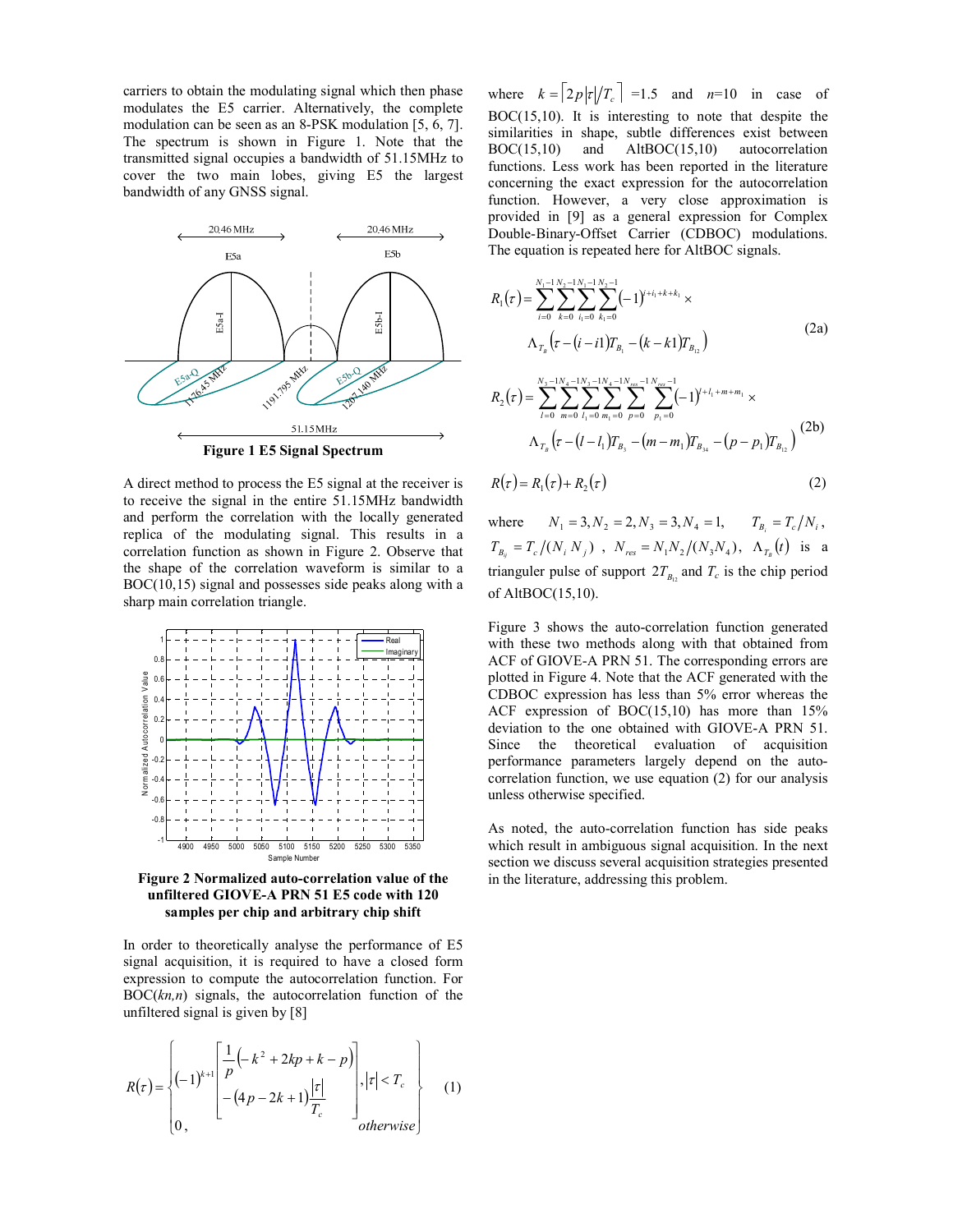carriers to obtain the modulating signal which then phase modulates the E5 carrier. Alternatively, the complete modulation can be seen as an 8-PSK modulation [5, 6, 7]. The spectrum is shown in Figure 1. Note that the transmitted signal occupies a bandwidth of 51.15MHz to cover the two main lobes, giving E5 the largest bandwidth of any GNSS signal.

**Figure 1 E5 Signal Spectrum**

A direct method to process the E5 signal at the receiver is to receive the signal in the entire 51.15MHz bandwidth and perform the correlation with the locally generated replica of the modulating signal. This results in a correlation function as shown in Figure 2. Observe that the shape of the correlation waveform is similar to a BOC(10,15) signal and possesses side peaks along with a sharp main correlation triangle.

**Figure 2 Normalized auto-correlation value of the unfiltered GIOVE-A PRN 51 E5 code with 120 samples per chip and arbitrary chip shift**

In order to theoretically analyse the performance of E5 signal acquisition, it is required to have a closed form expression to compute the autocorrelation function. For BOC(*kn,n*) signals, the autocorrelation function of the unfiltered signal is given by [8]

$$R(\tau)=\begin{cases}(-1)^{k+1}\left[\dfrac{1}{p}\left(-k^2+2kp+k-p\right)-\left(4p-2k+1\right)\dfrac{|\tau|}{T_c}\right], & |\tau|<T_c\\ 0, & otherwise\end{cases} \quad (1)$$

where $k=\lceil 2p|\tau|/T_c \rceil$ =1.5 and $n$=10 in case of BOC(15,10). It is interesting to note that despite the similarities in shape, subtle differences exist between BOC(15,10) and AltBOC(15,10) autocorrelation functions. Less work has been reported in the literature concerning the exact expression for the autocorrelation function. However, a very close approximation is provided in [9] as a general expression for Complex Double-Binary-Offset Carrier (CDBOC) modulations. The equation is repeated here for AltBOC signals.

$$R_1(\tau)=\sum_{i=0}^{N_1-1}\sum_{k=0}^{N_2-1}\sum_{i_1=0}^{N_1-1}\sum_{k_1=0}^{N_2-1}(-1)^{i+i_1+k+k_1}\times \Lambda_{T_B}\left(\tau-(i-i1)T_{B_1}-(k-k1)T_{B_{12}}\right) \quad (2a)$$

$$R_2(\tau)=\sum_{l=0}^{N_3-1}\sum_{m=0}^{N_4-1}\sum_{l_1=0}^{N_3-1}\sum_{m_1=0}^{N_4-1}\sum_{p=0}^{N_{res}-1}\sum_{p_1=0}^{N_{res}-1}(-1)^{l+l_1+m+m_1}\times \Lambda_{T_B}\left(\tau-(l-l_1)T_{B_3}-(m-m_1)T_{B_{34}}-(p-p_1)T_{B_{12}}\right) \quad (2b)$$

$$R(\tau)=R_1(\tau)+R_2(\tau) \quad (2)$$

where $N_1=3, N_2=2, N_3=3, N_4=1$, $T_{B_i}=T_c/N_i$, $T_{B_{ij}}=T_c/(N_iN_j)$, $N_{res}=N_1N_2/(N_3N_4)$, $\Lambda_{T_B}(t)$ is a trianguler pulse of support $2T_{B_{12}}$ and $T_c$ is the chip period of AltBOC(15,10).

Figure 3 shows the auto-correlation function generated with these two methods along with that obtained from ACF of GIOVE-A PRN 51. The corresponding errors are plotted in Figure 4. Note that the ACF generated with the CDBOC expression has less than 5% error whereas the ACF expression of BOC(15,10) has more than 15% deviation to the one obtained with GIOVE-A PRN 51. Since the theoretical evaluation of acquisition performance parameters largely depend on the auto-correlation function, we use equation (2) for our analysis unless otherwise specified.

As noted, the auto-correlation function has side peaks which result in ambiguous signal acquisition. In the next section we discuss several acquisition strategies presented in the literature, addressing this problem.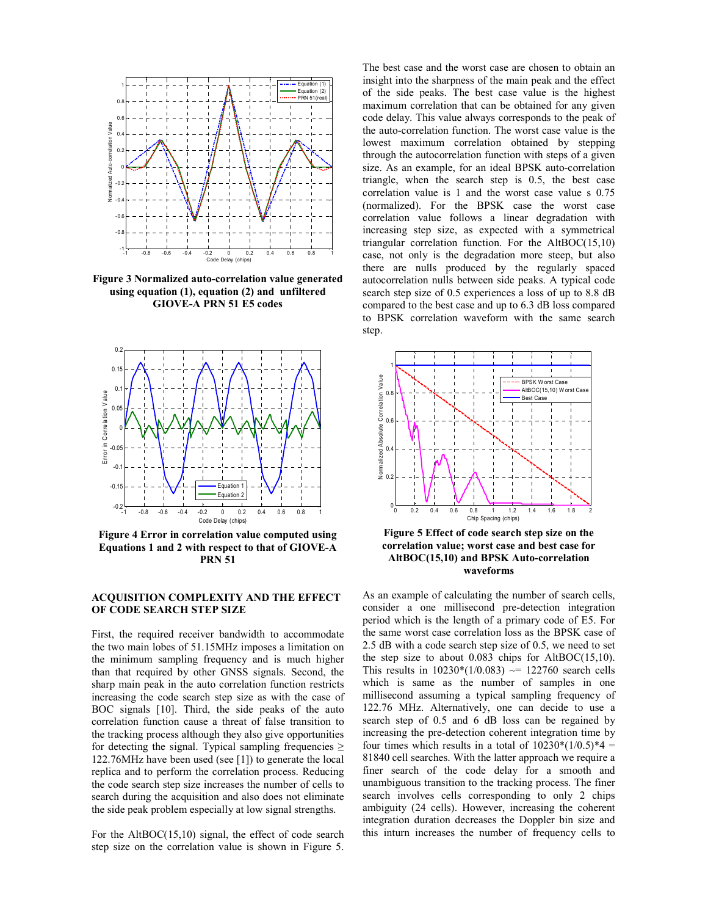Figure 3 Normalized auto-correlation value generated using equation (1), equation (2) and unfiltered GIOVE-A PRN 51 E5 codes

Figure 4 Error in correlation value computed using Equations 1 and 2 with respect to that of GIOVE-A PRN 51

## ACQUISITION COMPLEXITY AND THE EFFECT OF CODE SEARCH STEP SIZE

First, the required receiver bandwidth to accommodate the two main lobes of 51.15MHz imposes a limitation on the minimum sampling frequency and is much higher than that required by other GNSS signals. Second, the sharp main peak in the auto correlation function restricts increasing the code search step size as with the case of BOC signals [10]. Third, the side peaks of the auto correlation function cause a threat of false transition to the tracking process although they also give opportunities for detecting the signal. Typical sampling frequencies ≥ 122.76MHz have been used (see [1]) to generate the local replica and to perform the correlation process. Reducing the code search step size increases the number of cells to search during the acquisition and also does not eliminate the side peak problem especially at low signal strengths.

For the AltBOC(15,10) signal, the effect of code search step size on the correlation value is shown in Figure 5. The best case and the worst case are chosen to obtain an insight into the sharpness of the main peak and the effect of the side peaks. The best case value is the highest maximum correlation that can be obtained for any given code delay. This value always corresponds to the peak of the auto-correlation function. The worst case value is the lowest maximum correlation obtained by stepping through the autocorrelation function with steps of a given size. As an example, for an ideal BPSK auto-correlation triangle, when the search step is 0.5, the best case correlation value is 1 and the worst case value s 0.75 (normalized). For the BPSK case the worst case correlation value follows a linear degradation with increasing step size, as expected with a symmetrical triangular correlation function. For the AltBOC(15,10) case, not only is the degradation more steep, but also there are nulls produced by the regularly spaced autocorrelation nulls between side peaks. A typical code search step size of 0.5 experiences a loss of up to 8.8 dB compared to the best case and up to 6.3 dB loss compared to BPSK correlation waveform with the same search step.

Figure 5 Effect of code search step size on the correlation value; worst case and best case for AltBOC(15,10) and BPSK Auto-correlation waveforms

As an example of calculating the number of search cells, consider a one millisecond pre-detection integration period which is the length of a primary code of E5. For the same worst case correlation loss as the BPSK case of 2.5 dB with a code search step size of 0.5, we need to set the step size to about 0.083 chips for AltBOC(15,10). This results in 10230*(1/0.083) ~= 122760 search cells which is same as the number of samples in one millisecond assuming a typical sampling frequency of 122.76 MHz. Alternatively, one can decide to use a search step of 0.5 and 6 dB loss can be regained by increasing the pre-detection coherent integration time by four times which results in a total of 10230*(1/0.5)*4 = 81840 cell searches. With the latter approach we require a finer search of the code delay for a smooth and unambiguous transition to the tracking process. The finer search involves cells corresponding to only 2 chips ambiguity (24 cells). However, increasing the coherent integration duration decreases the Doppler bin size and this inturn increases the number of frequency cells to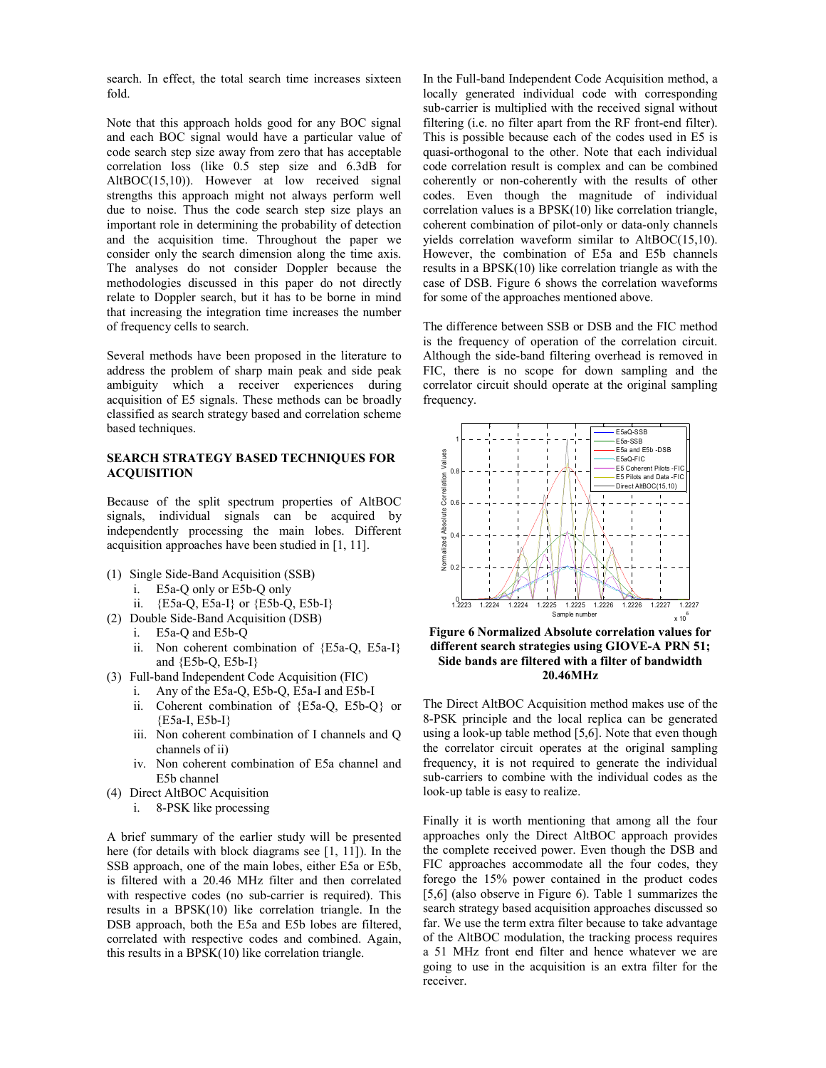search. In effect, the total search time increases sixteen fold.

Note that this approach holds good for any BOC signal and each BOC signal would have a particular value of code search step size away from zero that has acceptable correlation loss (like 0.5 step size and 6.3dB for AltBOC(15,10)). However at low received signal strengths this approach might not always perform well due to noise. Thus the code search step size plays an important role in determining the probability of detection and the acquisition time. Throughout the paper we consider only the search dimension along the time axis. The analyses do not consider Doppler because the methodologies discussed in this paper do not directly relate to Doppler search, but it has to be borne in mind that increasing the integration time increases the number of frequency cells to search.

Several methods have been proposed in the literature to address the problem of sharp main peak and side peak ambiguity which a receiver experiences during acquisition of E5 signals. These methods can be broadly classified as search strategy based and correlation scheme based techniques.

## SEARCH STRATEGY BASED TECHNIQUES FOR ACQUISITION

Because of the split spectrum properties of AltBOC signals, individual signals can be acquired by independently processing the main lobes. Different acquisition approaches have been studied in [1, 11].

(1) Single Side-Band Acquisition (SSB)
    i. E5a-Q only or E5b-Q only
    ii. {E5a-Q, E5a-I} or {E5b-Q, E5b-I}
(2) Double Side-Band Acquisition (DSB)
    i. E5a-Q and E5b-Q
    ii. Non coherent combination of {E5a-Q, E5a-I} and {E5b-Q, E5b-I}
(3) Full-band Independent Code Acquisition (FIC)
    i. Any of the E5a-Q, E5b-Q, E5a-I and E5b-I
    ii. Coherent combination of {E5a-Q, E5b-Q} or {E5a-I, E5b-I}
    iii. Non coherent combination of I channels and Q channels of ii)
    iv. Non coherent combination of E5a channel and E5b channel
(4) Direct AltBOC Acquisition
    i. 8-PSK like processing

A brief summary of the earlier study will be presented here (for details with block diagrams see [1, 11]). In the SSB approach, one of the main lobes, either E5a or E5b, is filtered with a 20.46 MHz filter and then correlated with respective codes (no sub-carrier is required). This results in a BPSK(10) like correlation triangle. In the DSB approach, both the E5a and E5b lobes are filtered, correlated with respective codes and combined. Again, this results in a BPSK(10) like correlation triangle.

In the Full-band Independent Code Acquisition method, a locally generated individual code with corresponding sub-carrier is multiplied with the received signal without filtering (i.e. no filter apart from the RF front-end filter). This is possible because each of the codes used in E5 is quasi-orthogonal to the other. Note that each individual code correlation result is complex and can be combined coherently or non-coherently with the results of other codes. Even though the magnitude of individual correlation values is a BPSK(10) like correlation triangle, coherent combination of pilot-only or data-only channels yields correlation waveform similar to AltBOC(15,10). However, the combination of E5a and E5b channels results in a BPSK(10) like correlation triangle as with the case of DSB. Figure 6 shows the correlation waveforms for some of the approaches mentioned above.

The difference between SSB or DSB and the FIC method is the frequency of operation of the correlation circuit. Although the side-band filtering overhead is removed in FIC, there is no scope for down sampling and the correlator circuit should operate at the original sampling frequency.

**Figure 6 Normalized Absolute correlation values for different search strategies using GIOVE-A PRN 51; Side bands are filtered with a filter of bandwidth 20.46MHz**

The Direct AltBOC Acquisition method makes use of the 8-PSK principle and the local replica can be generated using a look-up table method [5,6]. Note that even though the correlator circuit operates at the original sampling frequency, it is not required to generate the individual sub-carriers to combine with the individual codes as the look-up table is easy to realize.

Finally it is worth mentioning that among all the four approaches only the Direct AltBOC approach provides the complete received power. Even though the DSB and FIC approaches accommodate all the four codes, they forego the 15% power contained in the product codes [5,6] (also observe in Figure 6). Table 1 summarizes the search strategy based acquisition approaches discussed so far. We use the term extra filter because to take advantage of the AltBOC modulation, the tracking process requires a 51 MHz front end filter and hence whatever we are going to use in the acquisition is an extra filter for the receiver.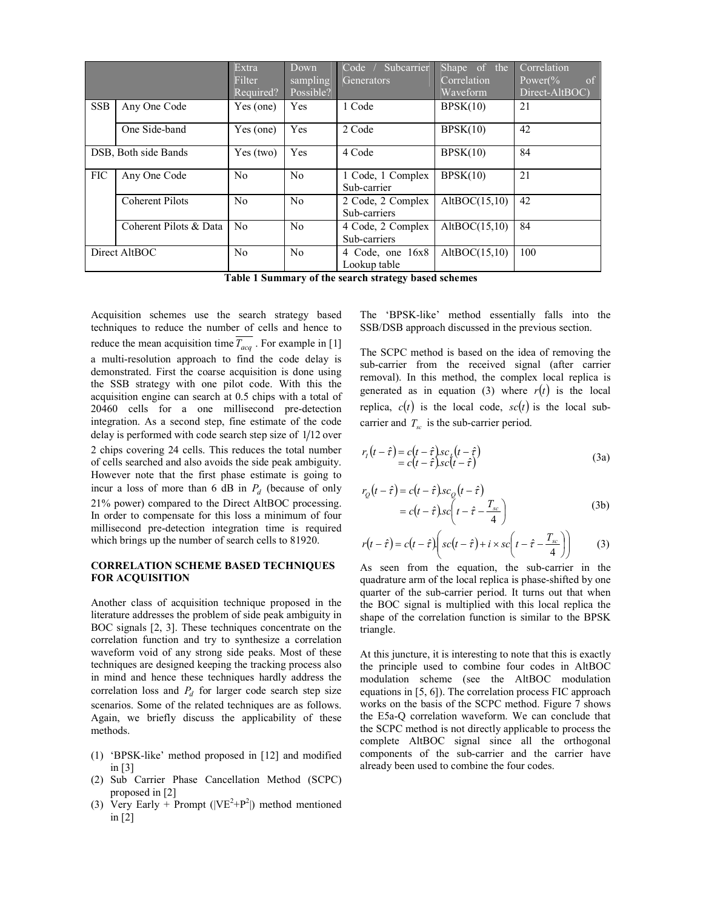| | | Extra Filter Required? | Down sampling Possible? | Code / Subcarrier Generators | Shape of the Correlation Waveform | Correlation Power(% of Direct-AltBOC) |
|---|---|---|---|---|---|---|
| SSB | Any One Code | Yes (one) | Yes | 1 Code | BPSK(10) | 21 |
| | One Side-band | Yes (one) | Yes | 2 Code | BPSK(10) | 42 |
| DSB, Both side Bands | | Yes (two) | Yes | 4 Code | BPSK(10) | 84 |
| FIC | Any One Code | No | No | 1 Code, 1 Complex Sub-carrier | BPSK(10) | 21 |
| | Coherent Pilots | No | No | 2 Code, 2 Complex Sub-carriers | AltBOC(15,10) | 42 |
| | Coherent Pilots & Data | No | No | 4 Code, 2 Complex Sub-carriers | AltBOC(15,10) | 84 |
| Direct AltBOC | | No | No | 4 Code, one 16x8 Lookup table | AltBOC(15,10) | 100 |

**Table 1 Summary of the search strategy based schemes**

Acquisition schemes use the search strategy based techniques to reduce the number of cells and hence to reduce the mean acquisition time $\overline{T_{acq}}$ . For example in [1] a multi-resolution approach to find the code delay is demonstrated. First the coarse acquisition is done using the SSB strategy with one pilot code. With this the acquisition engine can search at 0.5 chips with a total of 20460 cells for a one millisecond pre-detection integration. As a second step, fine estimate of the code delay is performed with code search step size of $1/12$ over 2 chips covering 24 cells. This reduces the total number of cells searched and also avoids the side peak ambiguity. However note that the first phase estimate is going to incur a loss of more than 6 dB in $P_d$ (because of only 21% power) compared to the Direct AltBOC processing. In order to compensate for this loss a minimum of four millisecond pre-detection integration time is required which brings up the number of search cells to 81920.

## CORRELATION SCHEME BASED TECHNIQUES FOR ACQUISITION

Another class of acquisition technique proposed in the literature addresses the problem of side peak ambiguity in BOC signals [2, 3]. These techniques concentrate on the correlation function and try to synthesize a correlation waveform void of any strong side peaks. Most of these techniques are designed keeping the tracking process also in mind and hence these techniques hardly address the correlation loss and $P_d$ for larger code search step size scenarios. Some of the related techniques are as follows. Again, we briefly discuss the applicability of these methods.

(1) 'BPSK-like' method proposed in [12] and modified in [3]
(2) Sub Carrier Phase Cancellation Method (SCPC) proposed in [2]
(3) Very Early + Prompt ($|VE^2+P^2|$) method mentioned in [2]

The 'BPSK-like' method essentially falls into the SSB/DSB approach discussed in the previous section.

The SCPC method is based on the idea of removing the sub-carrier from the received signal (after carrier removal). In this method, the complex local replica is generated as in equation (3) where $r(t)$ is the local replica, $c(t)$ is the local code, $sc(t)$ is the local sub-carrier and $T_{sc}$ is the sub-carrier period.

$$\begin{aligned} r_I(t-\hat{\tau}) &= c(t-\hat{\tau}).sc_I(t-\hat{\tau}) \\ &= c(t-\hat{\tau}).sc(t-\hat{\tau}) \end{aligned} \tag{3a}$$

$$\begin{aligned} r_Q(t-\hat{\tau}) &= c(t-\hat{\tau}).sc_Q(t-\hat{\tau}) \\ &= c(t-\hat{\tau}).sc\left(t-\hat{\tau}-\frac{T_{sc}}{4}\right) \end{aligned} \tag{3b}$$

$$r(t-\hat{\tau}) = c(t-\hat{\tau}).\left(sc(t-\hat{\tau}) + i \times sc\left(t-\hat{\tau}-\frac{T_{sc}}{4}\right)\right) \tag{3}$$

As seen from the equation, the sub-carrier in the quadrature arm of the local replica is phase-shifted by one quarter of the sub-carrier period. It turns out that when the BOC signal is multiplied with this local replica the shape of the correlation function is similar to the BPSK triangle.

At this juncture, it is interesting to note that this is exactly the principle used to combine four codes in AltBOC modulation scheme (see the AltBOC modulation equations in [5, 6]). The correlation process FIC approach works on the basis of the SCPC method. Figure 7 shows the E5a-Q correlation waveform. We can conclude that the SCPC method is not directly applicable to process the complete AltBOC signal since all the orthogonal components of the sub-carrier and the carrier have already been used to combine the four codes.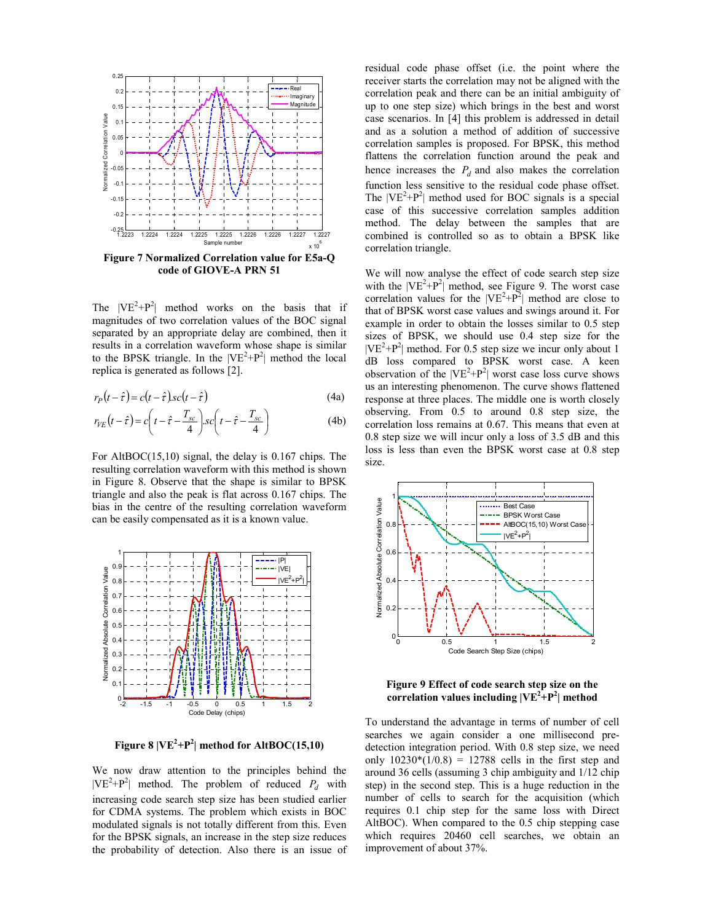Figure 7 Normalized Correlation value for E5a-Q code of GIOVE-A PRN 51

The $|VE^2+P^2|$ method works on the basis that if magnitudes of two correlation values of the BOC signal separated by an appropriate delay are combined, then it results in a correlation waveform whose shape is similar to the BPSK triangle. In the $|VE^2+P^2|$ method the local replica is generated as follows [2].

$$r_P(t-\hat{\tau}) = c(t-\hat{\tau}).sc(t-\hat{\tau}) \tag{4a}$$

$$r_{VE}(t-\hat{\tau}) = c\left(t-\hat{\tau}-\frac{T_{sc}}{4}\right).sc\left(t-\hat{\tau}-\frac{T_{sc}}{4}\right) \tag{4b}$$

For AltBOC(15,10) signal, the delay is 0.167 chips. The resulting correlation waveform with this method is shown in Figure 8. Observe that the shape is similar to BPSK triangle and also the peak is flat across 0.167 chips. The bias in the centre of the resulting correlation waveform can be easily compensated as it is a known value.

Figure 8 $|VE^2+P^2|$ method for AltBOC(15,10)

We now draw attention to the principles behind the $|VE^2+P^2|$ method. The problem of reduced $P_d$ with increasing code search step size has been studied earlier for CDMA systems. The problem which exists in BOC modulated signals is not totally different from this. Even for the BPSK signals, an increase in the step size reduces the probability of detection. Also there is an issue of residual code phase offset (i.e. the point where the receiver starts the correlation may not be aligned with the correlation peak and there can be an initial ambiguity of up to one step size) which brings in the best and worst case scenarios. In [4] this problem is addressed in detail and as a solution a method of addition of successive correlation samples is proposed. For BPSK, this method flattens the correlation function around the peak and hence increases the $P_d$ and also makes the correlation function less sensitive to the residual code phase offset. The $|VE^2+P^2|$ method used for BOC signals is a special case of this successive correlation samples addition method. The delay between the samples that are combined is controlled so as to obtain a BPSK like correlation triangle.

We will now analyse the effect of code search step size with the $|VE^2+P^2|$ method, see Figure 9. The worst case correlation values for the $|VE^2+P^2|$ method are close to that of BPSK worst case values and swings around it. For example in order to obtain the losses similar to 0.5 step sizes of BPSK, we should use 0.4 step size for the $|VE^2+P^2|$ method. For 0.5 step size we incur only about 1 dB loss compared to BPSK worst case. A keen observation of the $|VE^2+P^2|$ worst case loss curve shows us an interesting phenomenon. The curve shows flattened response at three places. The middle one is worth closely observing. From 0.5 to around 0.8 step size, the correlation loss remains at 0.67. This means that even at 0.8 step size we will incur only a loss of 3.5 dB and this loss is less than even the BPSK worst case at 0.8 step size.

Figure 9 Effect of code search step size on the correlation values including $|VE^2+P^2|$ method

To understand the advantage in terms of number of cell searches we again consider a one millisecond pre-detection integration period. With 0.8 step size, we need only 10230*(1/0.8) = 12788 cells in the first step and around 36 cells (assuming 3 chip ambiguity and 1/12 chip step) in the second step. This is a huge reduction in the number of cells to search for the acquisition (which requires 0.1 chip step for the same loss with Direct AltBOC). When compared to the 0.5 chip stepping case which requires 20460 cell searches, we obtain an improvement of about 37%.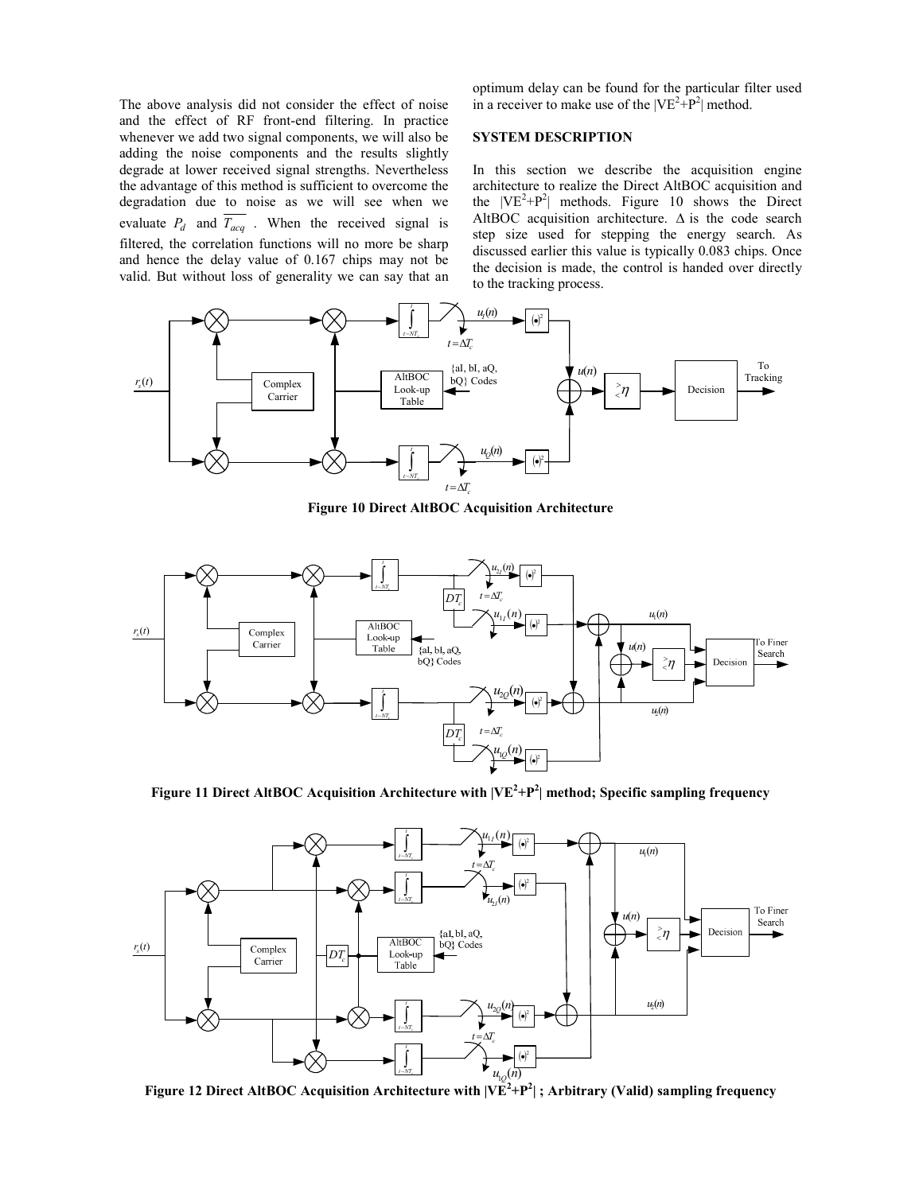The above analysis did not consider the effect of noise and the effect of RF front-end filtering. In practice whenever we add two signal components, we will also be adding the noise components and the results slightly degrade at lower received signal strengths. Nevertheless the advantage of this method is sufficient to overcome the degradation due to noise as we will see when we evaluate $P_d$ and $\overline{T_{acq}}$ . When the received signal is filtered, the correlation functions will no more be sharp and hence the delay value of 0.167 chips may not be valid. But without loss of generality we can say that an optimum delay can be found for the particular filter used in a receiver to make use of the $|VE^2+P^2|$ method.

## SYSTEM DESCRIPTION

In this section we describe the acquisition engine architecture to realize the Direct AltBOC acquisition and the $|VE^2+P^2|$ methods. Figure 10 shows the Direct AltBOC acquisition architecture. $\Delta$ is the code search step size used for stepping the energy search. As discussed earlier this value is typically 0.083 chips. Once the decision is made, the control is handed over directly to the tracking process.

**Figure 10 Direct AltBOC Acquisition Architecture**

**Figure 11 Direct AltBOC Acquisition Architecture with $|VE^2+P^2|$ method; Specific sampling frequency**

**Figure 12 Direct AltBOC Acquisition Architecture with $|VE^2+P^2|$ ; Arbitrary (Valid) sampling frequency**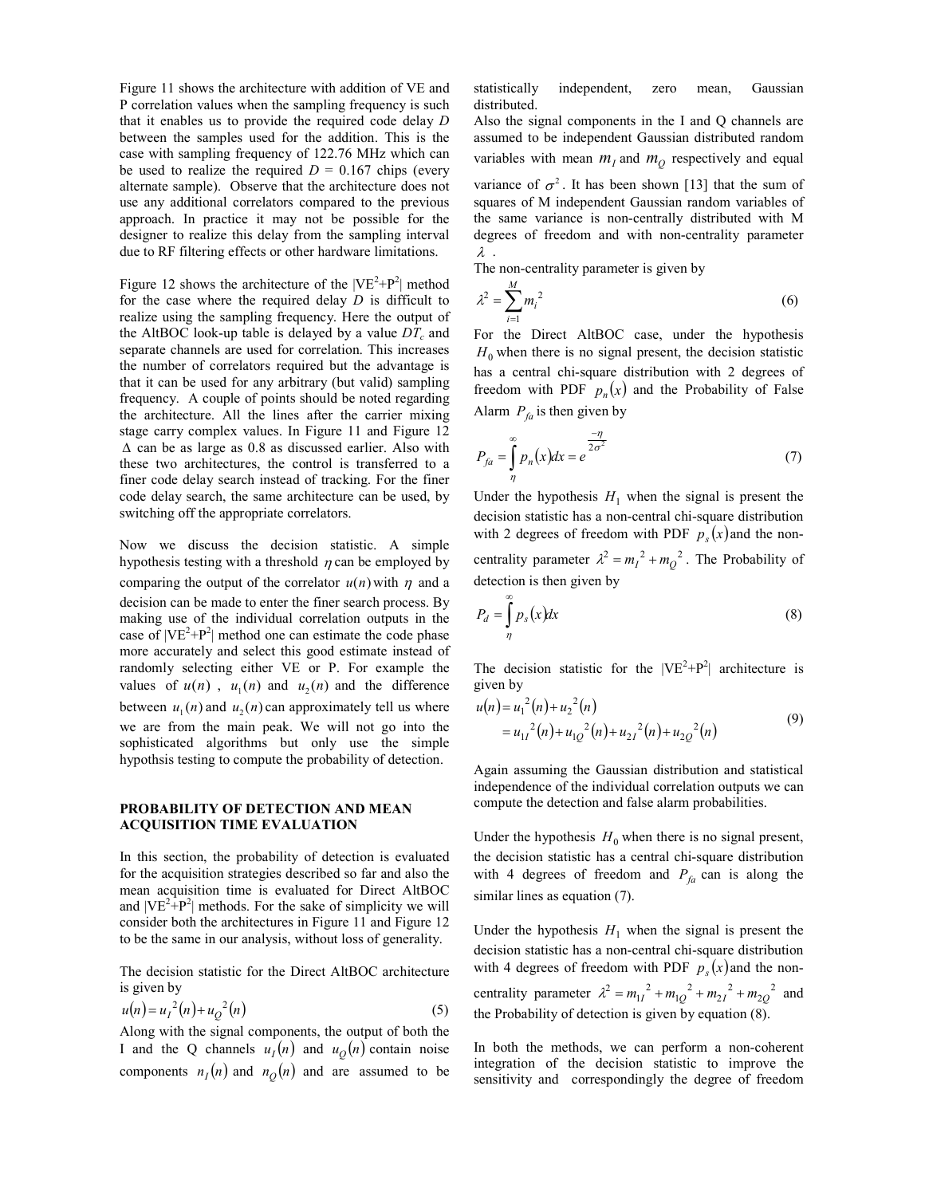Figure 11 shows the architecture with addition of VE and P correlation values when the sampling frequency is such that it enables us to provide the required code delay $D$ between the samples used for the addition. This is the case with sampling frequency of 122.76 MHz which can be used to realize the required $D$ = 0.167 chips (every alternate sample). Observe that the architecture does not use any additional correlators compared to the previous approach. In practice it may not be possible for the designer to realize this delay from the sampling interval due to RF filtering effects or other hardware limitations.

Figure 12 shows the architecture of the $|VE^2+P^2|$ method for the case where the required delay $D$ is difficult to realize using the sampling frequency. Here the output of the AltBOC look-up table is delayed by a value $DT_c$ and separate channels are used for correlation. This increases the number of correlators required but the advantage is that it can be used for any arbitrary (but valid) sampling frequency. A couple of points should be noted regarding the architecture. All the lines after the carrier mixing stage carry complex values. In Figure 11 and Figure 12 $\Delta$ can be as large as 0.8 as discussed earlier. Also with these two architectures, the control is transferred to a finer code delay search instead of tracking. For the finer code delay search, the same architecture can be used, by switching off the appropriate correlators.

Now we discuss the decision statistic. A simple hypothesis testing with a threshold $\eta$ can be employed by comparing the output of the correlator $u(n)$ with $\eta$ and a decision can be made to enter the finer search process. By making use of the individual correlation outputs in the case of $|VE^2+P^2|$ method one can estimate the code phase more accurately and select this good estimate instead of randomly selecting either VE or P. For example the values of $u(n)$, $u_1(n)$ and $u_2(n)$ and the difference between $u_1(n)$ and $u_2(n)$ can approximately tell us where we are from the main peak. We will not go into the sophisticated algorithms but only use the simple hypothsis testing to compute the probability of detection.

## PROBABILITY OF DETECTION AND MEAN ACQUISITION TIME EVALUATION

In this section, the probability of detection is evaluated for the acquisition strategies described so far and also the mean acquisition time is evaluated for Direct AltBOC and $|VE^2+P^2|$ methods. For the sake of simplicity we will consider both the architectures in Figure 11 and Figure 12 to be the same in our analysis, without loss of generality.

The decision statistic for the Direct AltBOC architecture is given by

$$u(n) = u_I^2(n) + u_Q^2(n) \tag{5}$$

Along with the signal components, the output of both the I and the Q channels $u_I(n)$ and $u_Q(n)$ contain noise components $n_I(n)$ and $n_Q(n)$ and are assumed to be statistically independent, zero mean, Gaussian distributed.

Also the signal components in the I and Q channels are assumed to be independent Gaussian distributed random variables with mean $m_I$ and $m_Q$ respectively and equal variance of $\sigma^2$. It has been shown [13] that the sum of squares of M independent Gaussian random variables of the same variance is non-centrally distributed with M degrees of freedom and with non-centrality parameter $\lambda$.

The non-centrality parameter is given by

$$\lambda^2 = \sum_{i=1}^{M} m_i^2 \tag{6}$$

For the Direct AltBOC case, under the hypothesis $H_0$ when there is no signal present, the decision statistic has a central chi-square distribution with 2 degrees of freedom with PDF $p_n(x)$ and the Probability of False Alarm $P_{fa}$ is then given by

$$P_{fa} = \int_{\eta}^{\infty} p_n(x)dx = e^{\frac{-\eta}{2\sigma^2}} \tag{7}$$

Under the hypothesis $H_1$ when the signal is present the decision statistic has a non-central chi-square distribution with 2 degrees of freedom with PDF $p_s(x)$ and the non-centrality parameter $\lambda^2 = m_I^2 + m_Q^2$. The Probability of detection is then given by

$$P_d = \int_{\eta}^{\infty} p_s(x)dx \tag{8}$$

The decision statistic for the $|VE^2+P^2|$ architecture is given by

$$\begin{aligned} u(n) &= u_1^2(n) + u_2^2(n) \\ &= u_{1I}^2(n) + u_{1Q}^2(n) + u_{2I}^2(n) + u_{2Q}^2(n) \end{aligned} \tag{9}$$

Again assuming the Gaussian distribution and statistical independence of the individual correlation outputs we can compute the detection and false alarm probabilities.

Under the hypothesis $H_0$ when there is no signal present, the decision statistic has a central chi-square distribution with 4 degrees of freedom and $P_{fa}$ can is along the similar lines as equation (7).

Under the hypothesis $H_1$ when the signal is present the decision statistic has a non-central chi-square distribution with 4 degrees of freedom with PDF $p_s(x)$ and the non-centrality parameter $\lambda^2 = m_{1I}^2 + m_{1Q}^2 + m_{2I}^2 + m_{2Q}^2$ and the Probability of detection is given by equation (8).

In both the methods, we can perform a non-coherent integration of the decision statistic to improve the sensitivity and correspondingly the degree of freedom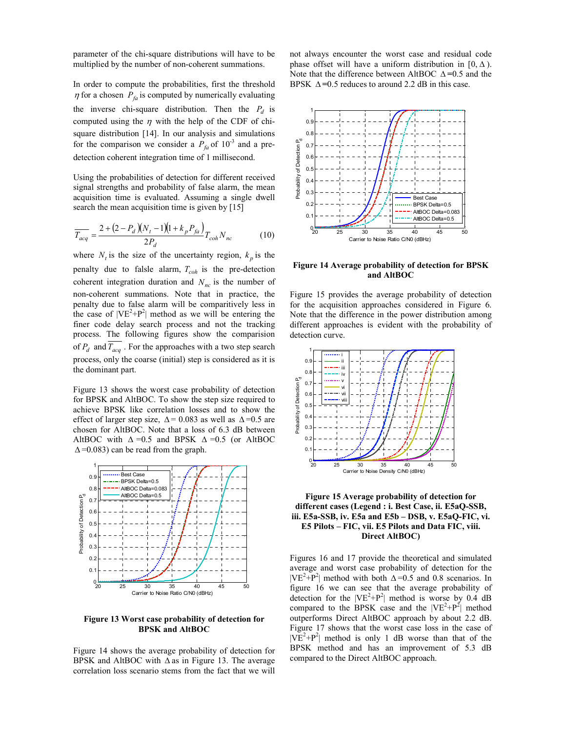parameter of the chi-square distributions will have to be multiplied by the number of non-coherent summations.

In order to compute the probabilities, first the threshold $\eta$ for a chosen $P_{fa}$ is computed by numerically evaluating the inverse chi-square distribution. Then the $P_d$ is computed using the $\eta$ with the help of the CDF of chi-square distribution [14]. In our analysis and simulations for the comparison we consider a $P_{fa}$ of $10^{-3}$ and a pre-detection coherent integration time of 1 millisecond.

Using the probabilities of detection for different received signal strengths and probability of false alarm, the mean acquisition time is evaluated. Assuming a single dwell search the mean acquisition time is given by [15]

$$\overline{T_{acq}} = \frac{2 + (2 - P_d)(N_t - 1)(1 + k_p P_{fa})}{2P_d} T_{coh} N_{nc} \tag{10}$$

where $N_t$ is the size of the uncertainty region, $k_p$ is the penalty due to falsle alarm, $T_{coh}$ is the pre-detection coherent integration duration and $N_{nc}$ is the number of non-coherent summations. Note that in practice, the penalty due to false alarm will be comparitively less in the case of $|VE^2+P^2|$ method as we will be entering the finer code delay search process and not the tracking process. The following figures show the comparision of $P_d$ and $\overline{T_{acq}}$. For the approaches with a two step search process, only the coarse (initial) step is considered as it is the dominant part.

Figure 13 shows the worst case probability of detection for BPSK and AltBOC. To show the step size required to achieve BPSK like correlation losses and to show the effect of larger step size, $\Delta$= 0.083 as well as $\Delta$=0.5 are chosen for AltBOC. Note that a loss of 6.3 dB between AltBOC with $\Delta$ =0.5 and BPSK $\Delta$ =0.5 (or AltBOC $\Delta$=0.083) can be read from the graph.

**Figure 13 Worst case probability of detection for BPSK and AltBOC**

Figure 14 shows the average probability of detection for BPSK and AltBOC with $\Delta$ as in Figure 13. The average correlation loss scenario stems from the fact that we will not always encounter the worst case and residual code phase offset will have a uniform distribution in $[0, \Delta)$. Note that the difference between AltBOC $\Delta$=0.5 and the BPSK $\Delta$=0.5 reduces to around 2.2 dB in this case.

**Figure 14 Average probability of detection for BPSK and AltBOC**

Figure 15 provides the average probability of detection for the acquisition approaches considered in Figure 6. Note that the difference in the power distribution among different approaches is evident with the probability of detection curve.

**Figure 15 Average probability of detection for different cases (Legend : i. Best Case, ii. E5aQ-SSB, iii. E5a-SSB, iv. E5a and E5b – DSB, v. E5aQ-FIC, vi. E5 Pilots – FIC, vii. E5 Pilots and Data FIC, viii. Direct AltBOC)**

Figures 16 and 17 provide the theoretical and simulated average and worst case probability of detection for the $|VE^2+P^2|$ method with both $\Delta$=0.5 and 0.8 scenarios. In figure 16 we can see that the average probability of detection for the $|VE^2+P^2|$ method is worse by 0.4 dB compared to the BPSK case and the $|VE^2+P^2|$ method outperforms Direct AltBOC approach by about 2.2 dB. Figure 17 shows that the worst case loss in the case of $|VE^2+P^2|$ method is only 1 dB worse than that of the BPSK method and has an improvement of 5.3 dB compared to the Direct AltBOC approach.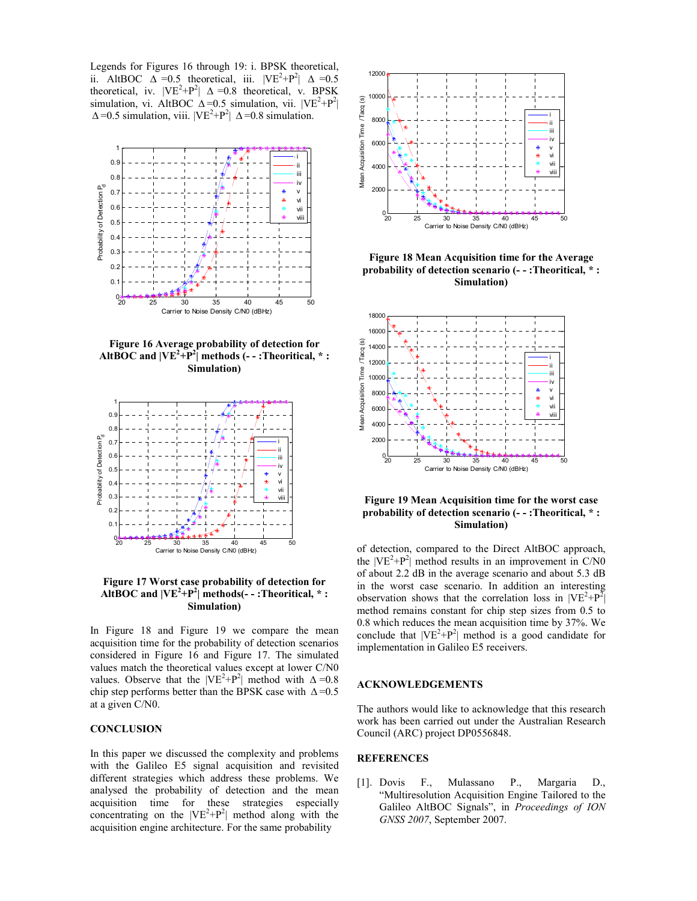Legends for Figures 16 through 19: i. BPSK theoretical, ii. AltBOC $\Delta$ =0.5 theoretical, iii. $|VE^2+P^2|$ $\Delta$ =0.5 theoretical, iv. $|VE^2+P^2|$ $\Delta$ =0.8 theoretical, v. BPSK simulation, vi. AltBOC $\Delta$=0.5 simulation, vii. $|VE^2+P^2|$ $\Delta$=0.5 simulation, viii. $|VE^2+P^2|$ $\Delta$=0.8 simulation.

**Figure 16 Average probability of detection for AltBOC and $|VE^2+P^2|$ methods (- - :Theoritical, * : Simulation)**

**Figure 17 Worst case probability of detection for AltBOC and $|VE^2+P^2|$ methods(- - :Theoritical, * : Simulation)**

In Figure 18 and Figure 19 we compare the mean acquisition time for the probability of detection scenarios considered in Figure 16 and Figure 17. The simulated values match the theoretical values except at lower C/N0 values. Observe that the $|VE^2+P^2|$ method with $\Delta$=0.8 chip step performs better than the BPSK case with $\Delta$=0.5 at a given C/N0.

## CONCLUSION

In this paper we discussed the complexity and problems with the Galileo E5 signal acquisition and revisited different strategies which address these problems. We analysed the probability of detection and the mean acquisition time for these strategies especially concentrating on the $|VE^2+P^2|$ method along with the acquisition engine architecture. For the same probability of detection, compared to the Direct AltBOC approach, the $|VE^2+P^2|$ method results in an improvement in C/N0 of about 2.2 dB in the average scenario and about 5.3 dB in the worst case scenario. In addition an interesting observation shows that the correlation loss in $|VE^2+P^2|$ method remains constant for chip step sizes from 0.5 to 0.8 which reduces the mean acquisition time by 37%. We conclude that $|VE^2+P^2|$ method is a good candidate for implementation in Galileo E5 receivers.

**Figure 18 Mean Acquisition time for the Average probability of detection scenario (- - :Theoritical, * : Simulation)**

**Figure 19 Mean Acquisition time for the worst case probability of detection scenario (- - :Theoritical, * : Simulation)**

## ACKNOWLEDGEMENTS

The authors would like to acknowledge that this research work has been carried out under the Australian Research Council (ARC) project DP0556848.

## REFERENCES

[1]. Dovis F., Mulassano P., Margaria D., "Multiresolution Acquisition Engine Tailored to the Galileo AltBOC Signals", in *Proceedings of ION GNSS 2007*, September 2007.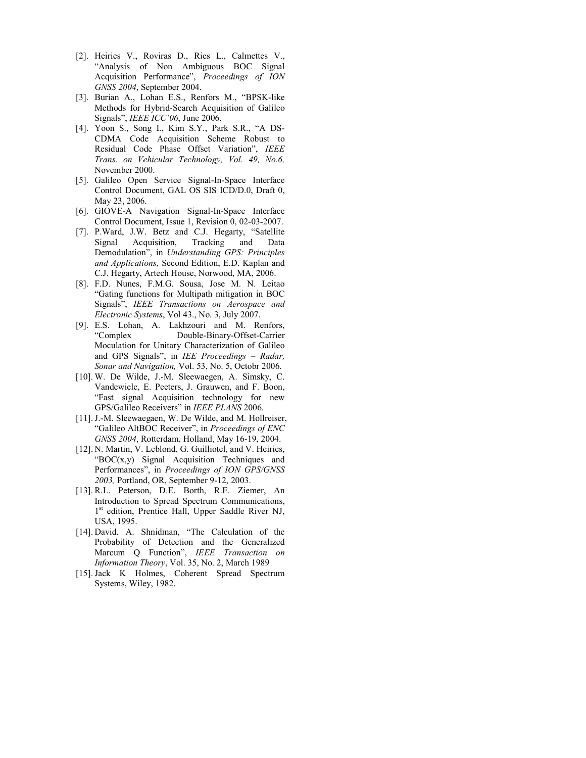[2]. Heiries V., Roviras D., Ries L., Calmettes V., "Analysis of Non Ambiguous BOC Signal Acquisition Performance", *Proceedings of ION GNSS 2004*, September 2004.

[3]. Burian A., Lohan E.S., Renfors M., "BPSK-like Methods for Hybrid-Search Acquisition of Galileo Signals", *IEEE ICC'06*, June 2006.

[4]. Yoon S., Song I., Kim S.Y., Park S.R., "A DS-CDMA Code Acquisition Scheme Robust to Residual Code Phase Offset Variation", *IEEE Trans. on Vehicular Technology, Vol. 49, No.6,* November 2000.

[5]. Galileo Open Service Signal-In-Space Interface Control Document, GAL OS SIS ICD/D.0, Draft 0, May 23, 2006.

[6]. GIOVE-A Navigation Signal-In-Space Interface Control Document, Issue 1, Revision 0, 02-03-2007.

[7]. P.Ward, J.W. Betz and C.J. Hegarty, "Satellite Signal Acquisition, Tracking and Data Demodulation", in *Understanding GPS: Principles and Applications,* Second Edition, E.D. Kaplan and C.J. Hegarty, Artech House, Norwood, MA, 2006.

[8]. F.D. Nunes, F.M.G. Sousa, Jose M. N. Leitao "Gating functions for Multipath mitigation in BOC Signals", *IEEE Transactions on Aerospace and Electronic Systems*, Vol 43., No. 3, July 2007.

[9]. E.S. Lohan, A. Lakhzouri and M. Renfors, "Complex Double-Binary-Offset-Carrier Moculation for Unitary Characterization of Galileo and GPS Signals", in *IEE Proceedings – Radar, Sonar and Navigation,* Vol. 53, No. 5, Octobr 2006.

[10]. W. De Wilde, J.-M. Sleewaegen, A. Simsky, C. Vandewiele, E. Peeters, J. Grauwen, and F. Boon, "Fast signal Acquisition technology for new GPS/Galileo Receivers" in *IEEE PLANS* 2006.

[11]. J.-M. Sleewaegaen, W. De Wilde, and M. Hollreiser, "Galileo AltBOC Receiver", in *Proceedings of ENC GNSS 2004*, Rotterdam, Holland, May 16-19, 2004.

[12]. N. Martin, V. Leblond, G. Guilliotel, and V. Heiries, "BOC(x,y) Signal Acquisition Techniques and Performances", in *Proceedings of ION GPS/GNSS 2003,* Portland, OR, September 9-12, 2003.

[13]. R.L. Peterson, D.E. Borth, R.E. Ziemer, An Introduction to Spread Spectrum Communications, 1st edition, Prentice Hall, Upper Saddle River NJ, USA, 1995.

[14]. David. A. Shnidman, "The Calculation of the Probability of Detection and the Generalized Marcum Q Function", *IEEE Transaction on Information Theory*, Vol. 35, No. 2, March 1989

[15]. Jack K Holmes, Coherent Spread Spectrum Systems, Wiley, 1982.